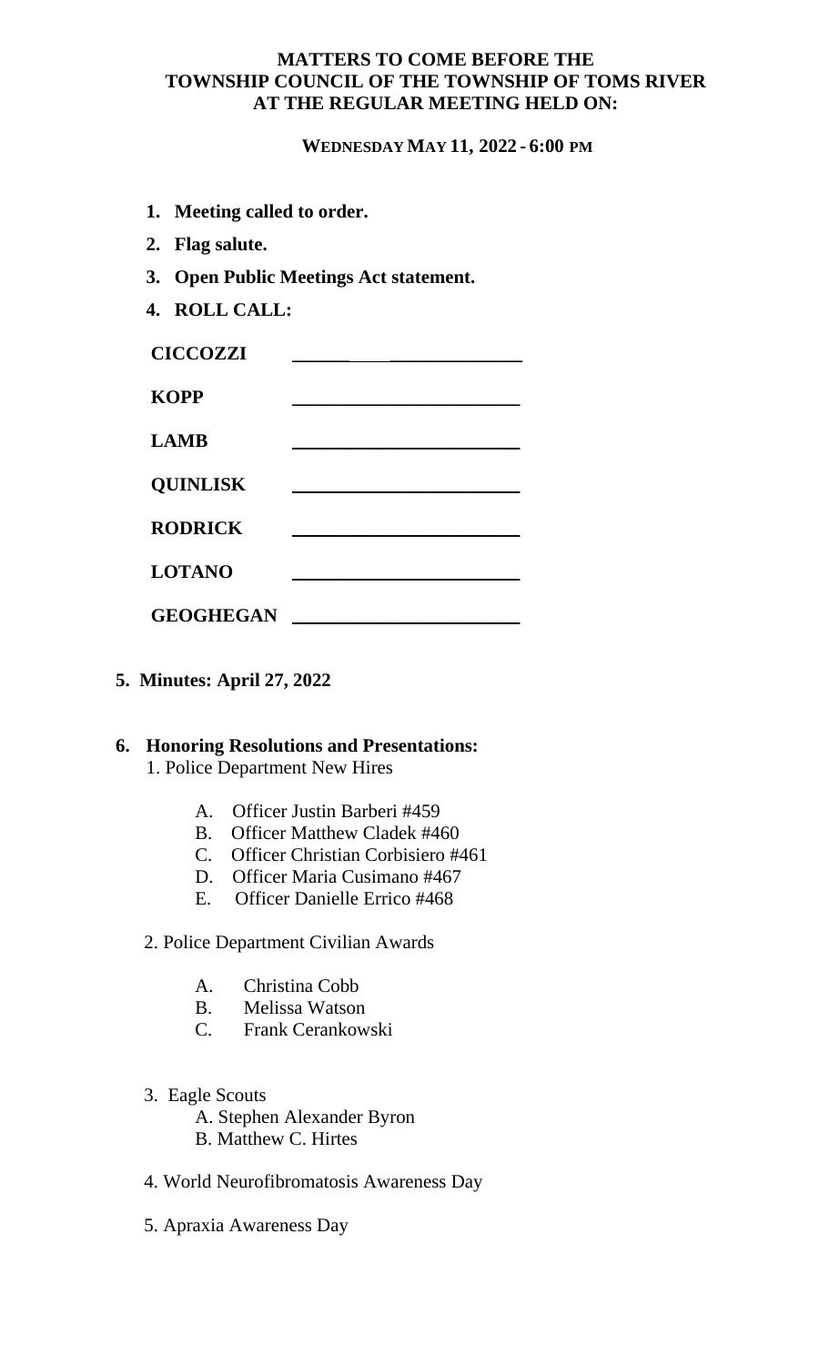**MATTERS TO COME BEFORE THE**
**TOWNSHIP COUNCIL OF THE TOWNSHIP OF TOMS RIVER**
**AT THE REGULAR MEETING HELD ON:**

**WEDNESDAY MAY 11, 2022 - 6:00 PM**

1. **Meeting called to order.**
2. **Flag salute.**
3. **Open Public Meetings Act statement.**
4. **ROLL CALL:**

| | |
|---|---|
| **CICCOZZI** | ______________________ |
| **KOPP** | ______________________ |
| **LAMB** | ______________________ |
| **QUINLISK** | ______________________ |
| **RODRICK** | ______________________ |
| **LOTANO** | ______________________ |
| **GEOGHEGAN** | ______________________ |

5. **Minutes: April 27, 2022**

6. **Honoring Resolutions and Presentations:**

   1. Police Department New Hires
      - A. Officer Justin Barberi #459
      - B. Officer Matthew Cladek #460
      - C. Officer Christian Corbisiero #461
      - D. Officer Maria Cusimano #467
      - E. Officer Danielle Errico #468

   2. Police Department Civilian Awards
      - A. Christina Cobb
      - B. Melissa Watson
      - C. Frank Cerankowski

   3. Eagle Scouts
      - A. Stephen Alexander Byron
      - B. Matthew C. Hirtes

   4. World Neurofibromatosis Awareness Day

   5. Apraxia Awareness Day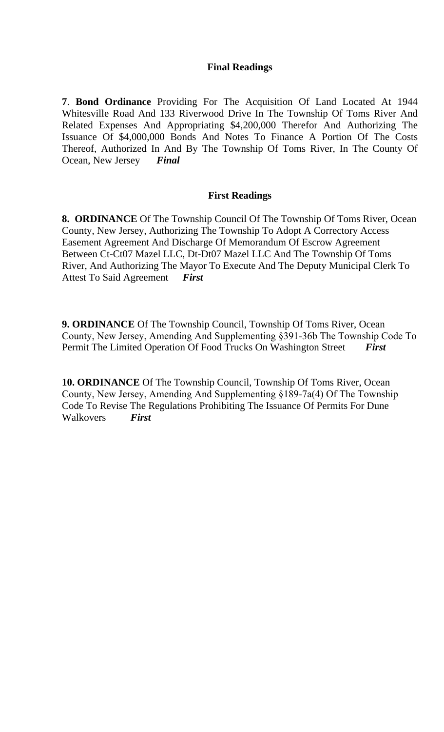## Final Readings

**7**. **Bond Ordinance** Providing For The Acquisition Of Land Located At 1944 Whitesville Road And 133 Riverwood Drive In The Township Of Toms River And Related Expenses And Appropriating $4,200,000 Therefor And Authorizing The Issuance Of $4,000,000 Bonds And Notes To Finance A Portion Of The Costs Thereof, Authorized In And By The Township Of Toms River, In The County Of Ocean, New Jersey ***Final***

## First Readings

**8. ORDINANCE** Of The Township Council Of The Township Of Toms River, Ocean County, New Jersey, Authorizing The Township To Adopt A Correctory Access Easement Agreement And Discharge Of Memorandum Of Escrow Agreement Between Ct-Ct07 Mazel LLC, Dt-Dt07 Mazel LLC And The Township Of Toms River, And Authorizing The Mayor To Execute And The Deputy Municipal Clerk To Attest To Said Agreement ***First***

**9. ORDINANCE** Of The Township Council, Township Of Toms River, Ocean County, New Jersey, Amending And Supplementing §391-36b The Township Code To Permit The Limited Operation Of Food Trucks On Washington Street ***First***

**10. ORDINANCE** Of The Township Council, Township Of Toms River, Ocean County, New Jersey, Amending And Supplementing §189-7a(4) Of The Township Code To Revise The Regulations Prohibiting The Issuance Of Permits For Dune Walkovers ***First***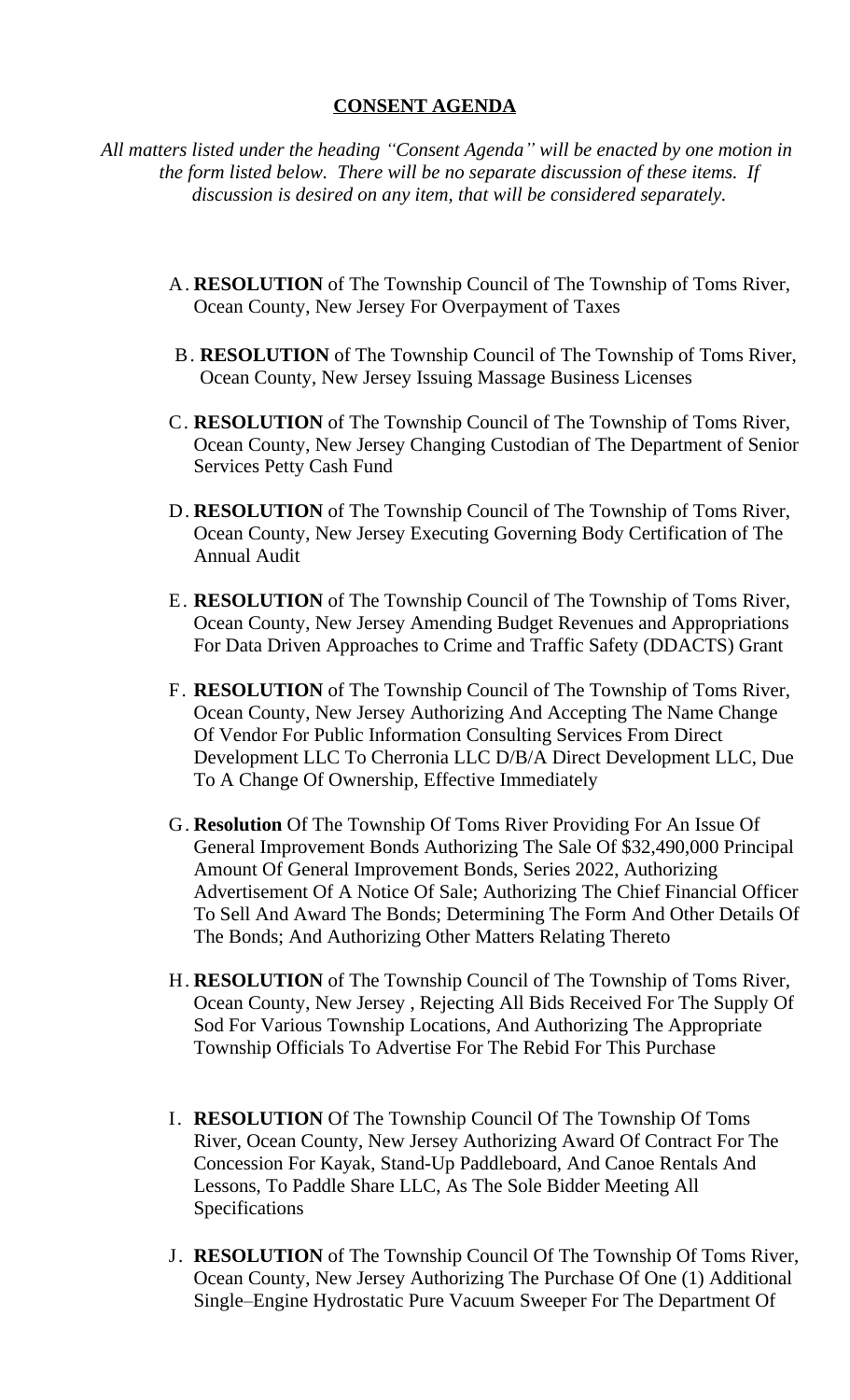**CONSENT AGENDA**

*All matters listed under the heading "Consent Agenda" will be enacted by one motion in the form listed below. There will be no separate discussion of these items. If discussion is desired on any item, that will be considered separately.*

A. **RESOLUTION** of The Township Council of The Township of Toms River, Ocean County, New Jersey For Overpayment of Taxes

B. **RESOLUTION** of The Township Council of The Township of Toms River, Ocean County, New Jersey Issuing Massage Business Licenses

C. **RESOLUTION** of The Township Council of The Township of Toms River, Ocean County, New Jersey Changing Custodian of The Department of Senior Services Petty Cash Fund

D. **RESOLUTION** of The Township Council of The Township of Toms River, Ocean County, New Jersey Executing Governing Body Certification of The Annual Audit

E. **RESOLUTION** of The Township Council of The Township of Toms River, Ocean County, New Jersey Amending Budget Revenues and Appropriations For Data Driven Approaches to Crime and Traffic Safety (DDACTS) Grant

F. **RESOLUTION** of The Township Council of The Township of Toms River, Ocean County, New Jersey Authorizing And Accepting The Name Change Of Vendor For Public Information Consulting Services From Direct Development LLC To Cherronia LLC D/B/A Direct Development LLC, Due To A Change Of Ownership, Effective Immediately

G. **Resolution** Of The Township Of Toms River Providing For An Issue Of General Improvement Bonds Authorizing The Sale Of $32,490,000 Principal Amount Of General Improvement Bonds, Series 2022, Authorizing Advertisement Of A Notice Of Sale; Authorizing The Chief Financial Officer To Sell And Award The Bonds; Determining The Form And Other Details Of The Bonds; And Authorizing Other Matters Relating Thereto

H. **RESOLUTION** of The Township Council of The Township of Toms River, Ocean County, New Jersey , Rejecting All Bids Received For The Supply Of Sod For Various Township Locations, And Authorizing The Appropriate Township Officials To Advertise For The Rebid For This Purchase

I. **RESOLUTION** Of The Township Council Of The Township Of Toms River, Ocean County, New Jersey Authorizing Award Of Contract For The Concession For Kayak, Stand-Up Paddleboard, And Canoe Rentals And Lessons, To Paddle Share LLC, As The Sole Bidder Meeting All Specifications

J. **RESOLUTION** of The Township Council Of The Township Of Toms River, Ocean County, New Jersey Authorizing The Purchase Of One (1) Additional Single–Engine Hydrostatic Pure Vacuum Sweeper For The Department Of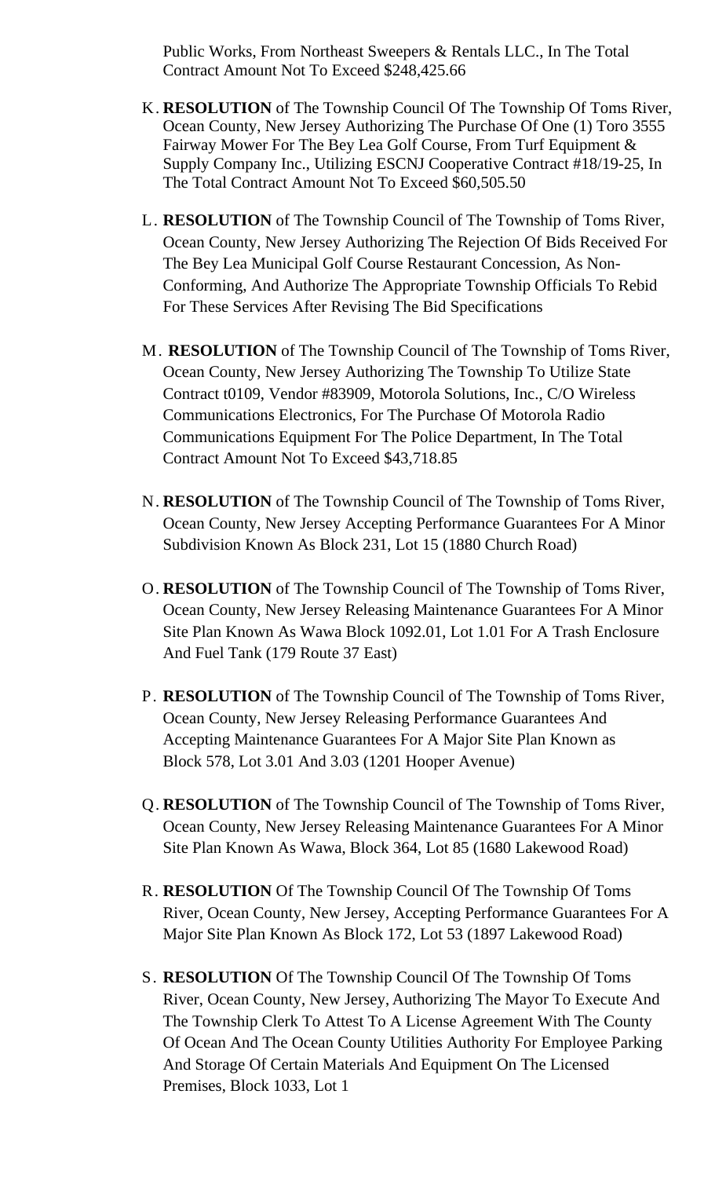Public Works, From Northeast Sweepers & Rentals LLC., In The Total Contract Amount Not To Exceed $248,425.66

K. **RESOLUTION** of The Township Council Of The Township Of Toms River, Ocean County, New Jersey Authorizing The Purchase Of One (1) Toro 3555 Fairway Mower For The Bey Lea Golf Course, From Turf Equipment & Supply Company Inc., Utilizing ESCNJ Cooperative Contract #18/19-25, In The Total Contract Amount Not To Exceed $60,505.50

L. **RESOLUTION** of The Township Council of The Township of Toms River, Ocean County, New Jersey Authorizing The Rejection Of Bids Received For The Bey Lea Municipal Golf Course Restaurant Concession, As Non-Conforming, And Authorize The Appropriate Township Officials To Rebid For These Services After Revising The Bid Specifications

M. **RESOLUTION** of The Township Council of The Township of Toms River, Ocean County, New Jersey Authorizing The Township To Utilize State Contract t0109, Vendor #83909, Motorola Solutions, Inc., C/O Wireless Communications Electronics, For The Purchase Of Motorola Radio Communications Equipment For The Police Department, In The Total Contract Amount Not To Exceed $43,718.85

N. **RESOLUTION** of The Township Council of The Township of Toms River, Ocean County, New Jersey Accepting Performance Guarantees For A Minor Subdivision Known As Block 231, Lot 15 (1880 Church Road)

O. **RESOLUTION** of The Township Council of The Township of Toms River, Ocean County, New Jersey Releasing Maintenance Guarantees For A Minor Site Plan Known As Wawa Block 1092.01, Lot 1.01 For A Trash Enclosure And Fuel Tank (179 Route 37 East)

P. **RESOLUTION** of The Township Council of The Township of Toms River, Ocean County, New Jersey Releasing Performance Guarantees And Accepting Maintenance Guarantees For A Major Site Plan Known as Block 578, Lot 3.01 And 3.03 (1201 Hooper Avenue)

Q. **RESOLUTION** of The Township Council of The Township of Toms River, Ocean County, New Jersey Releasing Maintenance Guarantees For A Minor Site Plan Known As Wawa, Block 364, Lot 85 (1680 Lakewood Road)

R. **RESOLUTION** Of The Township Council Of The Township Of Toms River, Ocean County, New Jersey, Accepting Performance Guarantees For A Major Site Plan Known As Block 172, Lot 53 (1897 Lakewood Road)

S. **RESOLUTION** Of The Township Council Of The Township Of Toms River, Ocean County, New Jersey, Authorizing The Mayor To Execute And The Township Clerk To Attest To A License Agreement With The County Of Ocean And The Ocean County Utilities Authority For Employee Parking And Storage Of Certain Materials And Equipment On The Licensed Premises, Block 1033, Lot 1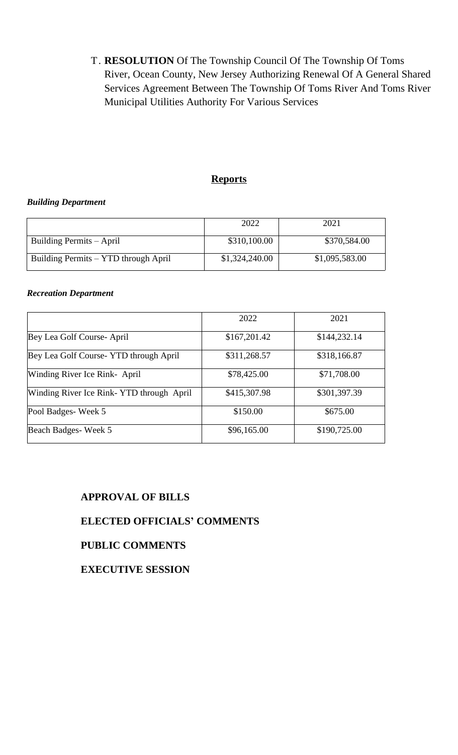T. **RESOLUTION** Of The Township Council Of The Township Of Toms River, Ocean County, New Jersey Authorizing Renewal Of A General Shared Services Agreement Between The Township Of Toms River And Toms River Municipal Utilities Authority For Various Services

## Reports

***Building Department***

| | 2022 | 2021 |
|---|---|---|
| Building Permits – April | \$310,100.00 | \$370,584.00 |
| Building Permits – YTD through April | \$1,324,240.00 | \$1,095,583.00 |

***Recreation Department***

| | 2022 | 2021 |
|---|---|---|
| Bey Lea Golf Course- April | \$167,201.42 | \$144,232.14 |
| Bey Lea Golf Course- YTD through April | \$311,268.57 | \$318,166.87 |
| Winding River Ice Rink- April | \$78,425.00 | \$71,708.00 |
| Winding River Ice Rink- YTD through April | \$415,307.98 | \$301,397.39 |
| Pool Badges- Week 5 | \$150.00 | \$675.00 |
| Beach Badges- Week 5 | \$96,165.00 | \$190,725.00 |

**APPROVAL OF BILLS**

**ELECTED OFFICIALS' COMMENTS**

**PUBLIC COMMENTS**

**EXECUTIVE SESSION**